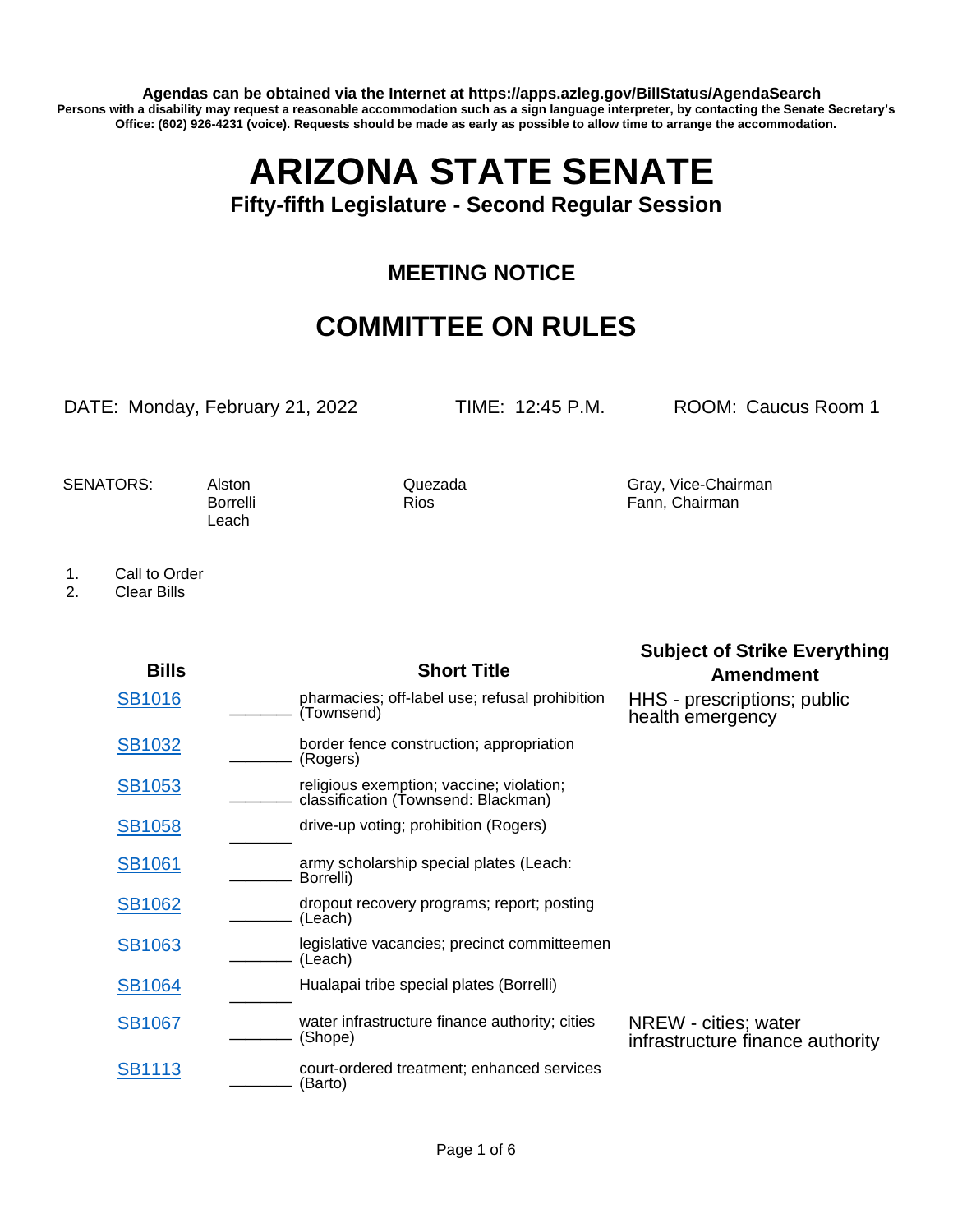**Agendas can be obtained via the Internet at https://apps.azleg.gov/BillStatus/AgendaSearch**

**Persons with a disability may request a reasonable accommodation such as a sign language interpreter, by contacting the Senate Secretary's Office: (602) 926-4231 (voice). Requests should be made as early as possible to allow time to arrange the accommodation.**

# ARIZONA STATE SENATE

### Fifty-fifth Legislature - Second Regular Session

## MEETING NOTICE

## COMMITTEE ON RULES

DATE: Monday, February 21, 2022 TIME: 12:45 P.M. ROOM: Caucus Room 1

SENATORS: Alston, Borrelli, Leach, Quezada, Rios, Gray, Vice-Chairman, Fann, Chairman

1. Call to Order
2. Clear Bills

| Bills | | Short Title | Subject of Strike Everything Amendment |
|---|---|---|---|
| SB1016 | ______ | pharmacies; off-label use; refusal prohibition (Townsend) | HHS - prescriptions; public health emergency |
| SB1032 | ______ | border fence construction; appropriation (Rogers) | |
| SB1053 | ______ | religious exemption; vaccine; violation; classification (Townsend: Blackman) | |
| SB1058 | ______ | drive-up voting; prohibition (Rogers) | |
| SB1061 | ______ | army scholarship special plates (Leach: Borrelli) | |
| SB1062 | ______ | dropout recovery programs; report; posting (Leach) | |
| SB1063 | ______ | legislative vacancies; precinct committeemen (Leach) | |
| SB1064 | ______ | Hualapai tribe special plates (Borrelli) | |
| SB1067 | ______ | water infrastructure finance authority; cities (Shope) | NREW - cities; water infrastructure finance authority |
| SB1113 | ______ | court-ordered treatment; enhanced services (Barto) | |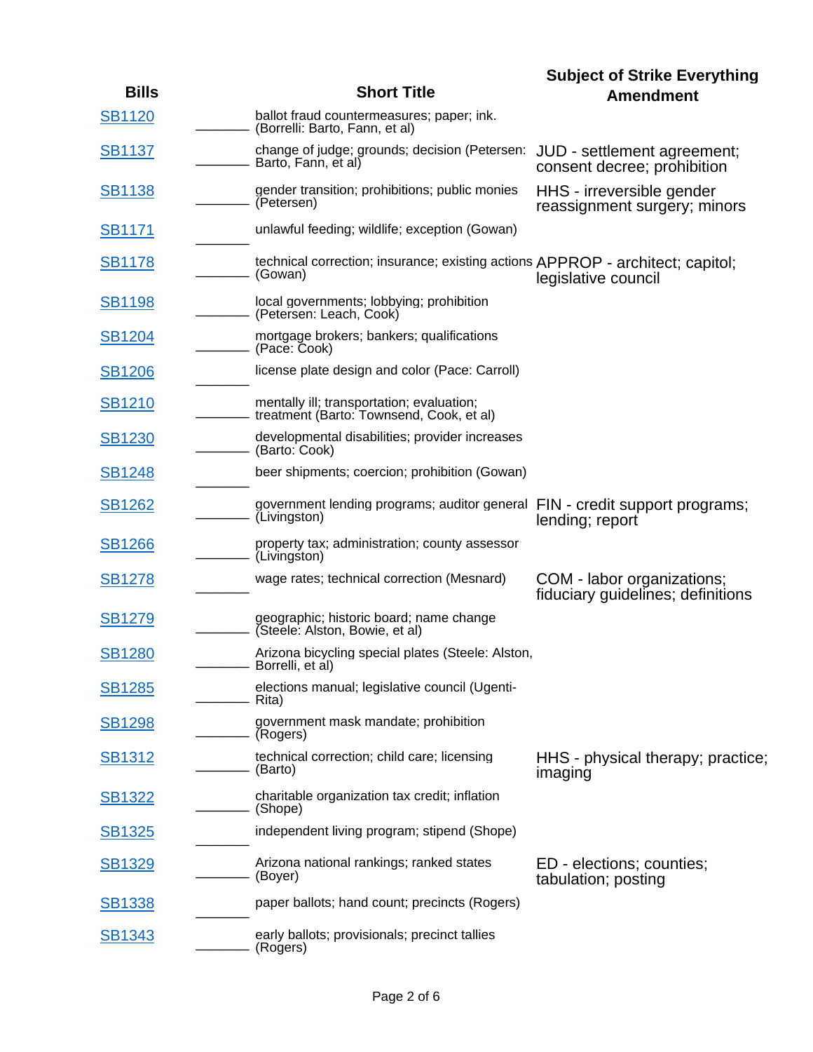| Bills | | Short Title | Subject of Strike Everything Amendment |
|---|---|---|---|
| SB1120 | ______ | ballot fraud countermeasures; paper; ink. (Borrelli: Barto, Fann, et al) | |
| SB1137 | ______ | change of judge; grounds; decision (Petersen: Barto, Fann, et al) | JUD - settlement agreement; consent decree; prohibition |
| SB1138 | ______ | gender transition; prohibitions; public monies (Petersen) | HHS - irreversible gender reassignment surgery; minors |
| SB1171 | ______ | unlawful feeding; wildlife; exception (Gowan) | |
| SB1178 | ______ | technical correction; insurance; existing actions (Gowan) | APPROP - architect; capitol; legislative council |
| SB1198 | ______ | local governments; lobbying; prohibition (Petersen: Leach, Cook) | |
| SB1204 | ______ | mortgage brokers; bankers; qualifications (Pace: Cook) | |
| SB1206 | ______ | license plate design and color (Pace: Carroll) | |
| SB1210 | ______ | mentally ill; transportation; evaluation; treatment (Barto: Townsend, Cook, et al) | |
| SB1230 | ______ | developmental disabilities; provider increases (Barto: Cook) | |
| SB1248 | ______ | beer shipments; coercion; prohibition (Gowan) | |
| SB1262 | ______ | government lending programs; auditor general (Livingston) | FIN - credit support programs; lending; report |
| SB1266 | ______ | property tax; administration; county assessor (Livingston) | |
| SB1278 | ______ | wage rates; technical correction (Mesnard) | COM - labor organizations; fiduciary guidelines; definitions |
| SB1279 | ______ | geographic; historic board; name change (Steele: Alston, Bowie, et al) | |
| SB1280 | ______ | Arizona bicycling special plates (Steele: Alston, Borrelli, et al) | |
| SB1285 | ______ | elections manual; legislative council (Ugenti-Rita) | |
| SB1298 | ______ | government mask mandate; prohibition (Rogers) | |
| SB1312 | ______ | technical correction; child care; licensing (Barto) | HHS - physical therapy; practice; imaging |
| SB1322 | ______ | charitable organization tax credit; inflation (Shope) | |
| SB1325 | ______ | independent living program; stipend (Shope) | |
| SB1329 | ______ | Arizona national rankings; ranked states (Boyer) | ED - elections; counties; tabulation; posting |
| SB1338 | ______ | paper ballots; hand count; precincts (Rogers) | |
| SB1343 | ______ | early ballots; provisionals; precinct tallies (Rogers) | |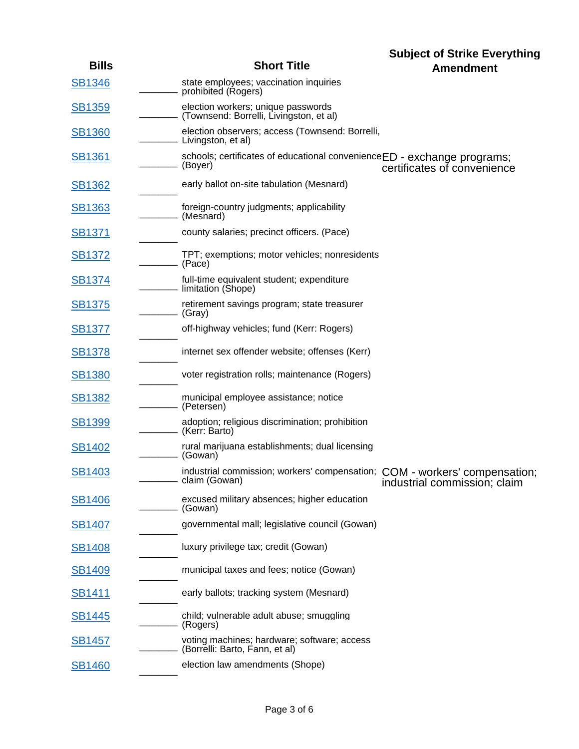| Bills | | Short Title | Subject of Strike Everything Amendment |
|---|---|---|---|
| SB1346 | ______ | state employees; vaccination inquiries prohibited (Rogers) | |
| SB1359 | ______ | election workers; unique passwords (Townsend: Borrelli, Livingston, et al) | |
| SB1360 | ______ | election observers; access (Townsend: Borrelli, Livingston, et al) | |
| SB1361 | ______ | schools; certificates of educational convenience (Boyer) | ED - exchange programs; certificates of convenience |
| SB1362 | ______ | early ballot on-site tabulation (Mesnard) | |
| SB1363 | ______ | foreign-country judgments; applicability (Mesnard) | |
| SB1371 | ______ | county salaries; precinct officers. (Pace) | |
| SB1372 | ______ | TPT; exemptions; motor vehicles; nonresidents (Pace) | |
| SB1374 | ______ | full-time equivalent student; expenditure limitation (Shope) | |
| SB1375 | ______ | retirement savings program; state treasurer (Gray) | |
| SB1377 | ______ | off-highway vehicles; fund (Kerr: Rogers) | |
| SB1378 | ______ | internet sex offender website; offenses (Kerr) | |
| SB1380 | ______ | voter registration rolls; maintenance (Rogers) | |
| SB1382 | ______ | municipal employee assistance; notice (Petersen) | |
| SB1399 | ______ | adoption; religious discrimination; prohibition (Kerr: Barto) | |
| SB1402 | ______ | rural marijuana establishments; dual licensing (Gowan) | |
| SB1403 | ______ | industrial commission; workers' compensation; claim (Gowan) | COM - workers' compensation; industrial commission; claim |
| SB1406 | ______ | excused military absences; higher education (Gowan) | |
| SB1407 | ______ | governmental mall; legislative council (Gowan) | |
| SB1408 | ______ | luxury privilege tax; credit (Gowan) | |
| SB1409 | ______ | municipal taxes and fees; notice (Gowan) | |
| SB1411 | ______ | early ballots; tracking system (Mesnard) | |
| SB1445 | ______ | child; vulnerable adult abuse; smuggling (Rogers) | |
| SB1457 | ______ | voting machines; hardware; software; access (Borrelli: Barto, Fann, et al) | |
| SB1460 | ______ | election law amendments (Shope) | |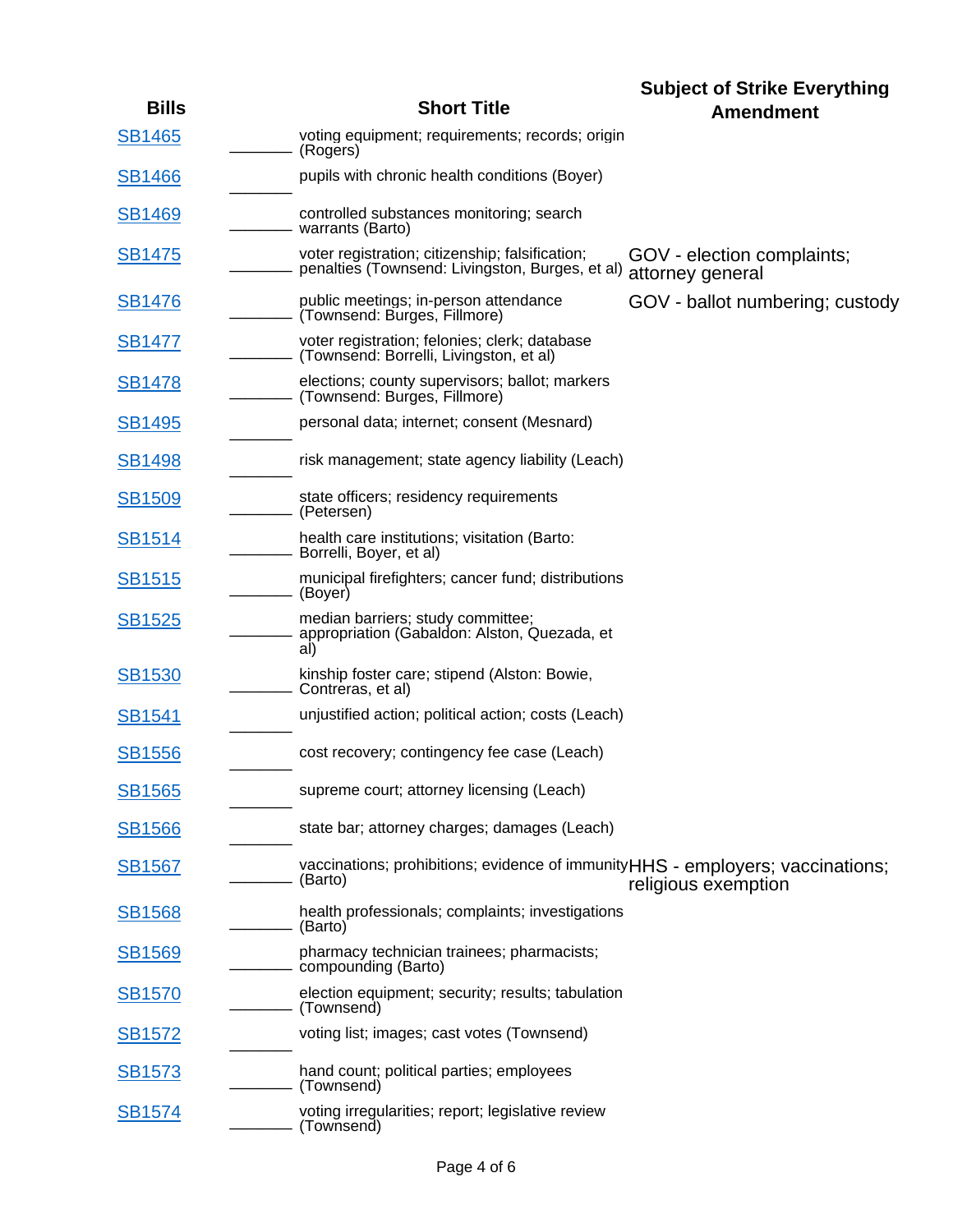| Bills | | Short Title | Subject of Strike Everything Amendment |
|---|---|---|---|
| SB1465 | ______ | voting equipment; requirements; records; origin (Rogers) | |
| SB1466 | ______ | pupils with chronic health conditions (Boyer) | |
| SB1469 | ______ | controlled substances monitoring; search warrants (Barto) | |
| SB1475 | ______ | voter registration; citizenship; falsification; penalties (Townsend: Livingston, Burges, et al) | GOV - election complaints; attorney general |
| SB1476 | ______ | public meetings; in-person attendance (Townsend: Burges, Fillmore) | GOV - ballot numbering; custody |
| SB1477 | ______ | voter registration; felonies; clerk; database (Townsend: Borrelli, Livingston, et al) | |
| SB1478 | ______ | elections; county supervisors; ballot; markers (Townsend: Burges, Fillmore) | |
| SB1495 | ______ | personal data; internet; consent (Mesnard) | |
| SB1498 | ______ | risk management; state agency liability (Leach) | |
| SB1509 | ______ | state officers; residency requirements (Petersen) | |
| SB1514 | ______ | health care institutions; visitation (Barto: Borrelli, Boyer, et al) | |
| SB1515 | ______ | municipal firefighters; cancer fund; distributions (Boyer) | |
| SB1525 | ______ | median barriers; study committee; appropriation (Gabaldon: Alston, Quezada, et al) | |
| SB1530 | ______ | kinship foster care; stipend (Alston: Bowie, Contreras, et al) | |
| SB1541 | ______ | unjustified action; political action; costs (Leach) | |
| SB1556 | ______ | cost recovery; contingency fee case (Leach) | |
| SB1565 | ______ | supreme court; attorney licensing (Leach) | |
| SB1566 | ______ | state bar; attorney charges; damages (Leach) | |
| SB1567 | ______ | vaccinations; prohibitions; evidence of immunity (Barto) | HHS - employers; vaccinations; religious exemption |
| SB1568 | ______ | health professionals; complaints; investigations (Barto) | |
| SB1569 | ______ | pharmacy technician trainees; pharmacists; compounding (Barto) | |
| SB1570 | ______ | election equipment; security; results; tabulation (Townsend) | |
| SB1572 | ______ | voting list; images; cast votes (Townsend) | |
| SB1573 | ______ | hand count; political parties; employees (Townsend) | |
| SB1574 | ______ | voting irregularities; report; legislative review (Townsend) | |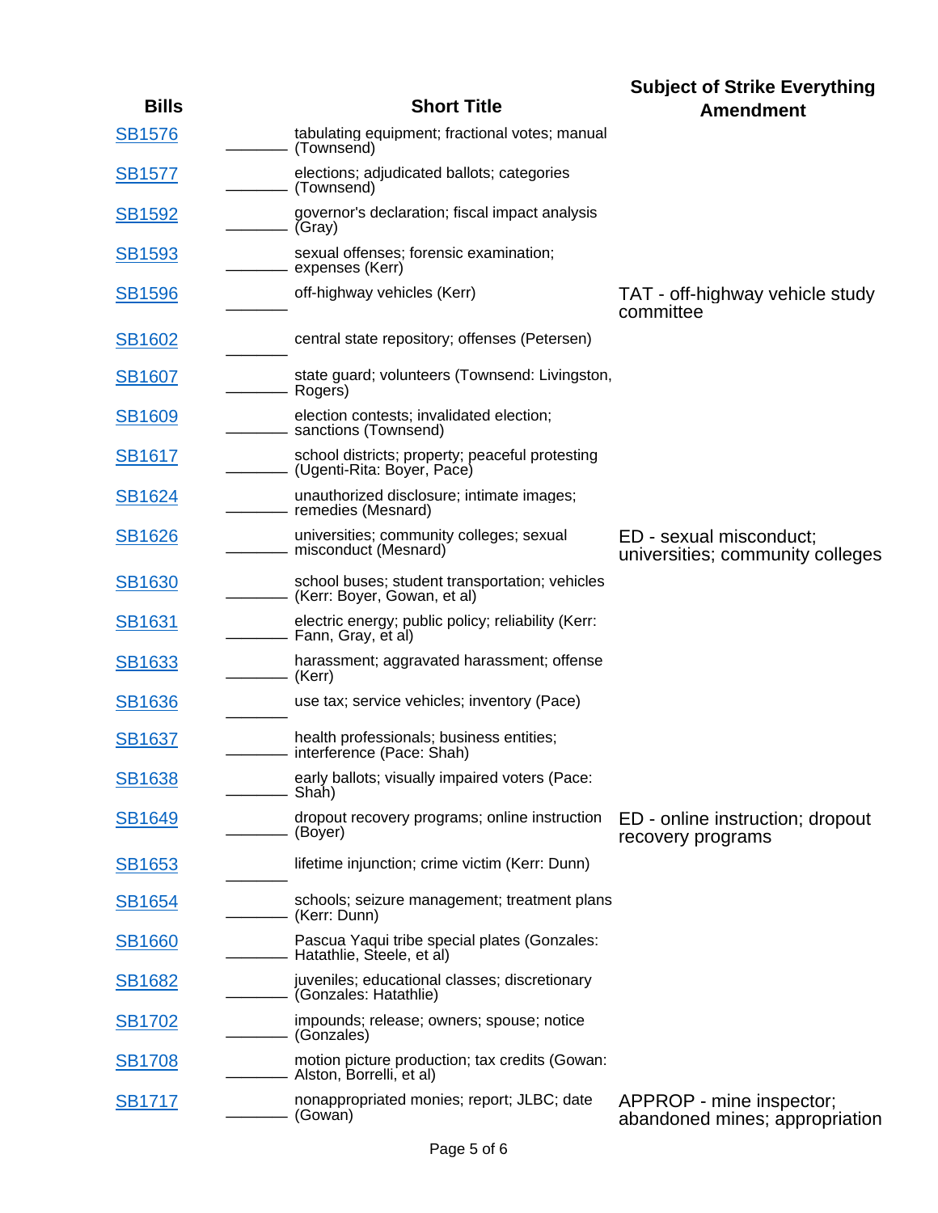| Bills | | Short Title | Subject of Strike Everything Amendment |
|---|---|---|---|
| SB1576 | ______ | tabulating equipment; fractional votes; manual (Townsend) | |
| SB1577 | ______ | elections; adjudicated ballots; categories (Townsend) | |
| SB1592 | ______ | governor's declaration; fiscal impact analysis (Gray) | |
| SB1593 | ______ | sexual offenses; forensic examination; expenses (Kerr) | |
| SB1596 | ______ | off-highway vehicles (Kerr) | TAT - off-highway vehicle study committee |
| SB1602 | ______ | central state repository; offenses (Petersen) | |
| SB1607 | ______ | state guard; volunteers (Townsend: Livingston, Rogers) | |
| SB1609 | ______ | election contests; invalidated election; sanctions (Townsend) | |
| SB1617 | ______ | school districts; property; peaceful protesting (Ugenti-Rita: Boyer, Pace) | |
| SB1624 | ______ | unauthorized disclosure; intimate images; remedies (Mesnard) | |
| SB1626 | ______ | universities; community colleges; sexual misconduct (Mesnard) | ED - sexual misconduct; universities; community colleges |
| SB1630 | ______ | school buses; student transportation; vehicles (Kerr: Boyer, Gowan, et al) | |
| SB1631 | ______ | electric energy; public policy; reliability (Kerr: Fann, Gray, et al) | |
| SB1633 | ______ | harassment; aggravated harassment; offense (Kerr) | |
| SB1636 | ______ | use tax; service vehicles; inventory (Pace) | |
| SB1637 | ______ | health professionals; business entities; interference (Pace: Shah) | |
| SB1638 | ______ | early ballots; visually impaired voters (Pace: Shah) | |
| SB1649 | ______ | dropout recovery programs; online instruction (Boyer) | ED - online instruction; dropout recovery programs |
| SB1653 | ______ | lifetime injunction; crime victim (Kerr: Dunn) | |
| SB1654 | ______ | schools; seizure management; treatment plans (Kerr: Dunn) | |
| SB1660 | ______ | Pascua Yaqui tribe special plates (Gonzales: Hatathlie, Steele, et al) | |
| SB1682 | ______ | juveniles; educational classes; discretionary (Gonzales: Hatathlie) | |
| SB1702 | ______ | impounds; release; owners; spouse; notice (Gonzales) | |
| SB1708 | ______ | motion picture production; tax credits (Gowan: Alston, Borrelli, et al) | |
| SB1717 | ______ | nonappropriated monies; report; JLBC; date (Gowan) | APPROP - mine inspector; abandoned mines; appropriation |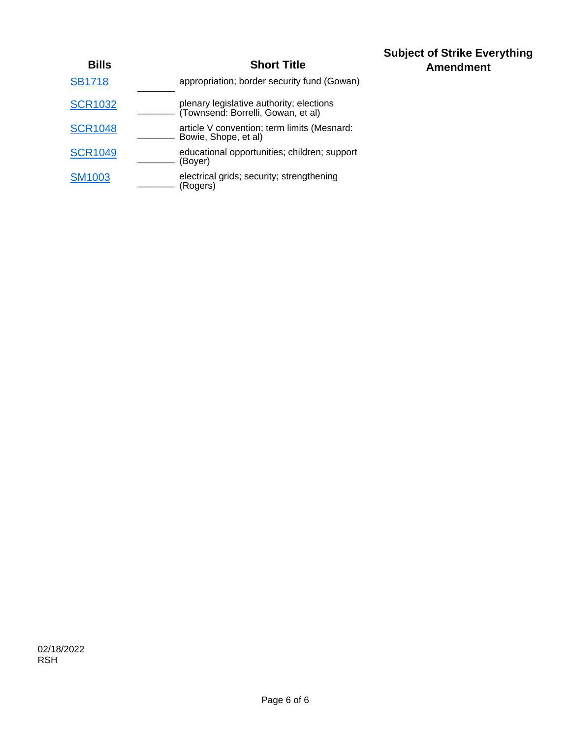| Bills | | Short Title | Subject of Strike Everything Amendment |
|---|---|---|---|
| SB1718 | ________ | appropriation; border security fund (Gowan) | |
| SCR1032 | ________ | plenary legislative authority; elections (Townsend: Borrelli, Gowan, et al) | |
| SCR1048 | ________ | article V convention; term limits (Mesnard: Bowie, Shope, et al) | |
| SCR1049 | ________ | educational opportunities; children; support (Boyer) | |
| SM1003 | ________ | electrical grids; security; strengthening (Rogers) | |

02/18/2022
RSH